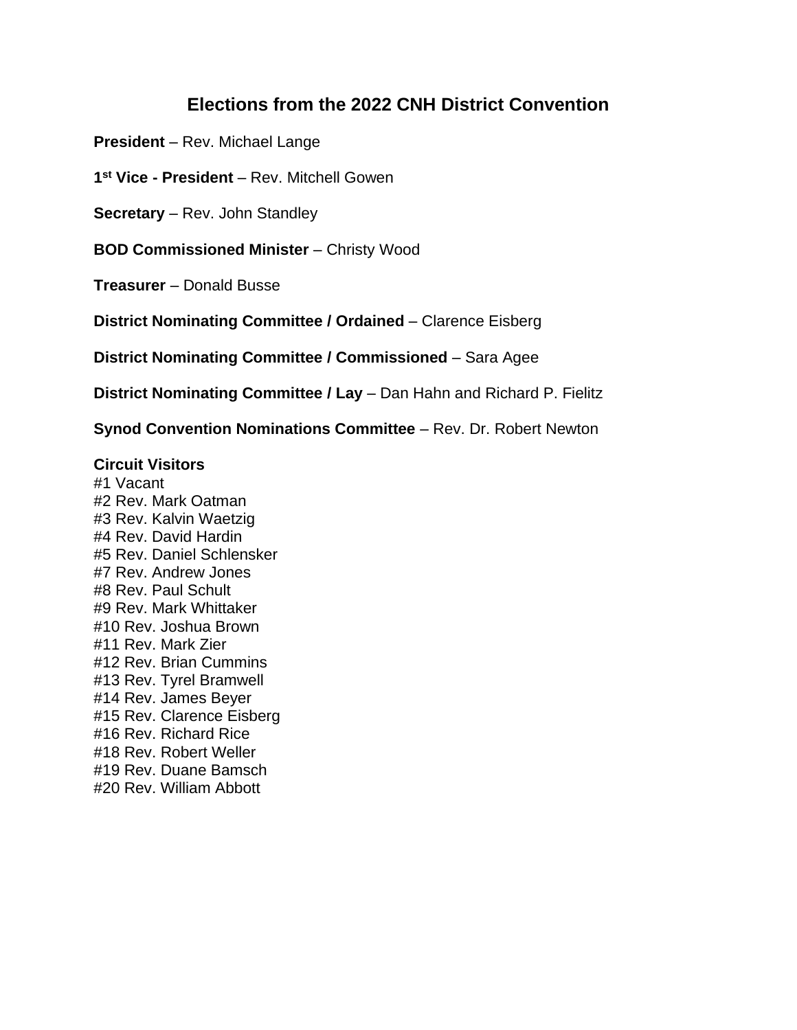# Elections from the 2022 CNH District Convention

**President** – Rev. Michael Lange

**1st Vice - President** – Rev. Mitchell Gowen

**Secretary** – Rev. John Standley

**BOD Commissioned Minister** – Christy Wood

**Treasurer** – Donald Busse

**District Nominating Committee / Ordained** – Clarence Eisberg

**District Nominating Committee / Commissioned** – Sara Agee

**District Nominating Committee / Lay** – Dan Hahn and Richard P. Fielitz

**Synod Convention Nominations Committee** – Rev. Dr. Robert Newton

**Circuit Visitors**
#1 Vacant
#2 Rev. Mark Oatman
#3 Rev. Kalvin Waetzig
#4 Rev. David Hardin
#5 Rev. Daniel Schlensker
#7 Rev. Andrew Jones
#8 Rev. Paul Schult
#9 Rev. Mark Whittaker
#10 Rev. Joshua Brown
#11 Rev. Mark Zier
#12 Rev. Brian Cummins
#13 Rev. Tyrel Bramwell
#14 Rev. James Beyer
#15 Rev. Clarence Eisberg
#16 Rev. Richard Rice
#18 Rev. Robert Weller
#19 Rev. Duane Bamsch
#20 Rev. William Abbott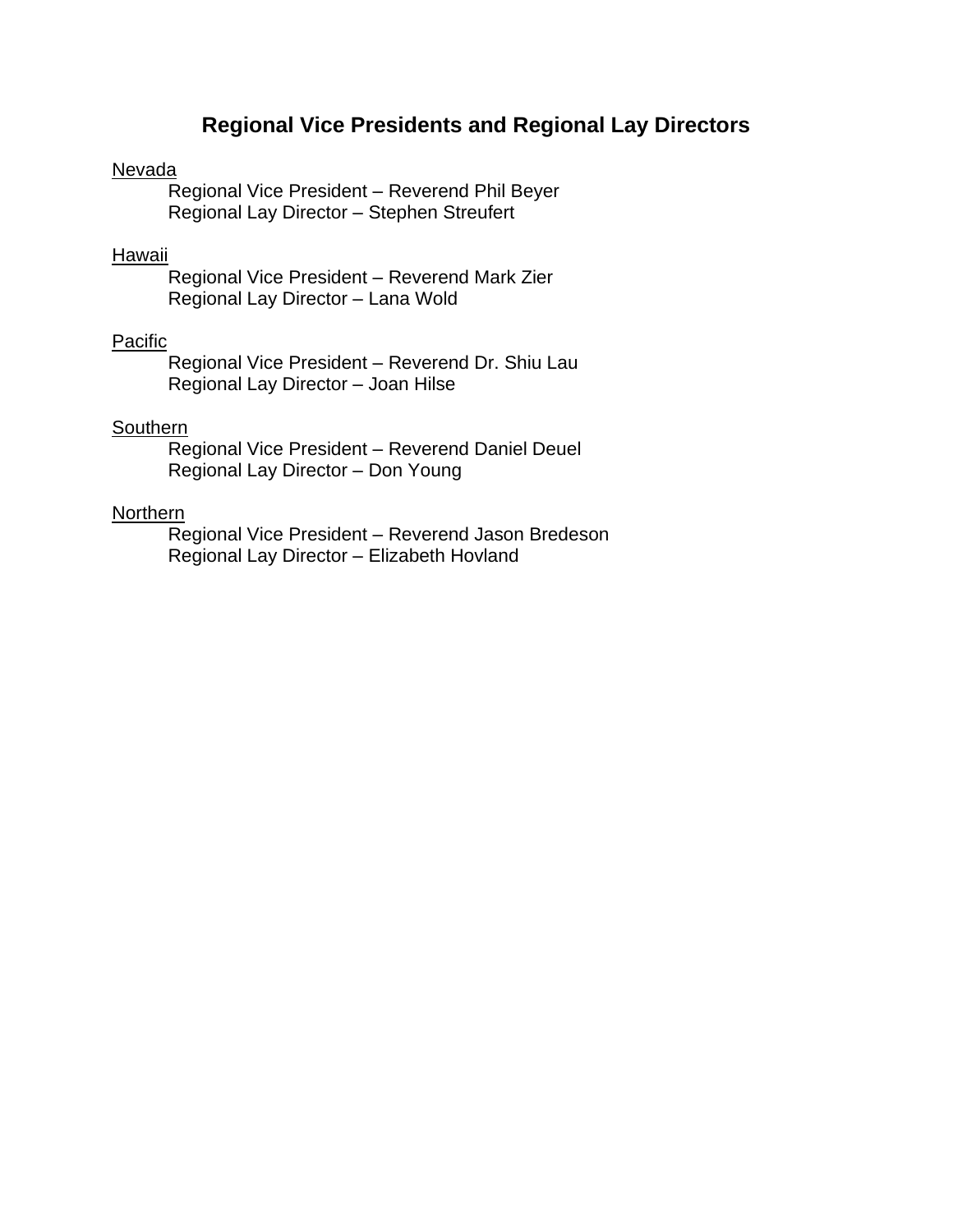## Regional Vice Presidents and Regional Lay Directors

<u>Nevada</u>

Regional Vice President – Reverend Phil Beyer
Regional Lay Director – Stephen Streufert

<u>Hawaii</u>

Regional Vice President – Reverend Mark Zier
Regional Lay Director – Lana Wold

<u>Pacific</u>

Regional Vice President – Reverend Dr. Shiu Lau
Regional Lay Director – Joan Hilse

<u>Southern</u>

Regional Vice President – Reverend Daniel Deuel
Regional Lay Director – Don Young

<u>Northern</u>

Regional Vice President – Reverend Jason Bredeson
Regional Lay Director – Elizabeth Hovland